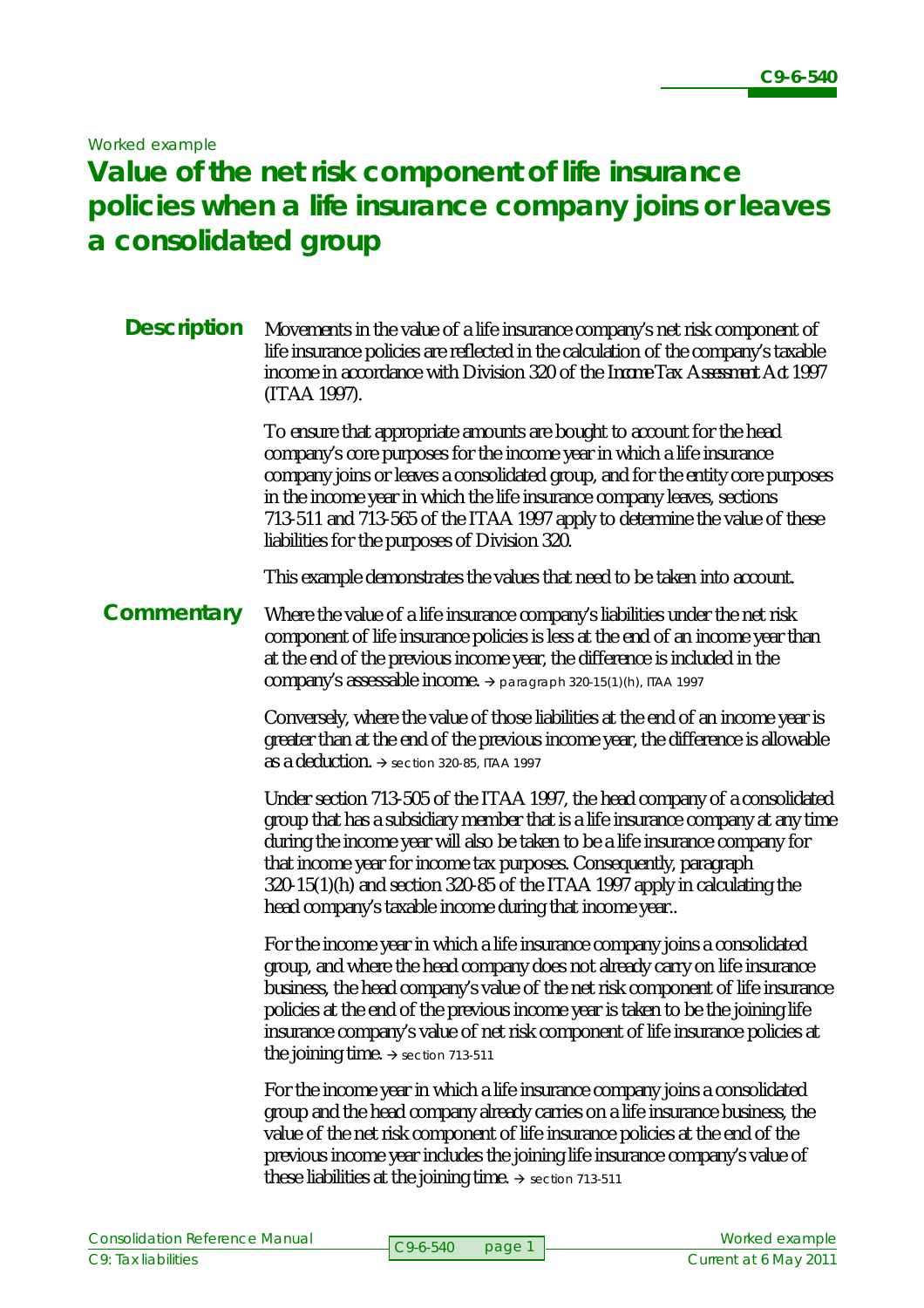*Worked example*

# Value of the net risk component of life insurance policies when a life insurance company joins or leaves a consolidated group

## Description

Movements in the value of a life insurance company's net risk component of life insurance policies are reflected in the calculation of the company's taxable income in accordance with Division 320 of the *Income Tax Assessment Act 1997* (ITAA 1997).

To ensure that appropriate amounts are bought to account for the head company's core purposes for the income year in which a life insurance company joins or leaves a consolidated group, and for the entity core purposes in the income year in which the life insurance company leaves, sections 713-511 and 713-565 of the ITAA 1997 apply to determine the value of these liabilities for the purposes of Division 320.

This example demonstrates the values that need to be taken into account.

## Commentary

Where the value of a life insurance company's liabilities under the net risk component of life insurance policies is less at the end of an income year than at the end of the previous income year, the difference is included in the company's assessable income. → paragraph 320-15(1)(h), ITAA 1997

Conversely, where the value of those liabilities at the end of an income year is greater than at the end of the previous income year, the difference is allowable as a deduction. → section 320-85, ITAA 1997

Under section 713-505 of the ITAA 1997, the head company of a consolidated group that has a subsidiary member that is a life insurance company at any time during the income year will also be taken to be a life insurance company for that income year for income tax purposes. Consequently, paragraph 320-15(1)(h) and section 320-85 of the ITAA 1997 apply in calculating the head company's taxable income during that income year..

For the income year in which a life insurance company joins a consolidated group, and where the head company does not already carry on life insurance business, the head company's value of the net risk component of life insurance policies at the end of the previous income year is taken to be the joining life insurance company's value of net risk component of life insurance policies at the joining time. → section 713-511

For the income year in which a life insurance company joins a consolidated group and the head company already carries on a life insurance business, the value of the net risk component of life insurance policies at the end of the previous income year includes the joining life insurance company's value of these liabilities at the joining time. → section 713-511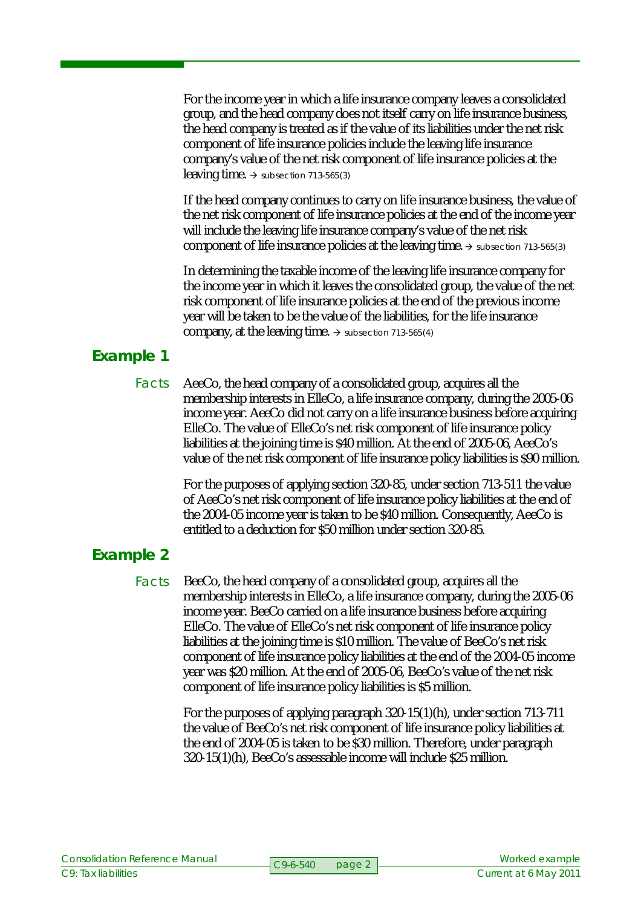For the income year in which a life insurance company leaves a consolidated group, and the head company does not itself carry on life insurance business, the head company is treated as if the value of its liabilities under the net risk component of life insurance policies include the leaving life insurance company's value of the net risk component of life insurance policies at the leaving time. → subsection 713-565(3)

If the head company continues to carry on life insurance business, the value of the net risk component of life insurance policies at the end of the income year will include the leaving life insurance company's value of the net risk component of life insurance policies at the leaving time. → subsection 713-565(3)

In determining the taxable income of the leaving life insurance company for the income year in which it leaves the consolidated group, the value of the net risk component of life insurance policies at the end of the previous income year will be taken to be the value of the liabilities, for the life insurance company, at the leaving time. → subsection 713-565(4)

## Example 1

*Facts* AeeCo, the head company of a consolidated group, acquires all the membership interests in ElleCo, a life insurance company, during the 2005-06 income year. AeeCo did not carry on a life insurance business before acquiring ElleCo. The value of ElleCo's net risk component of life insurance policy liabilities at the joining time is $40 million. At the end of 2005-06, AeeCo's value of the net risk component of life insurance policy liabilities is $90 million.

For the purposes of applying section 320-85, under section 713-511 the value of AeeCo's net risk component of life insurance policy liabilities at the end of the 2004-05 income year is taken to be $40 million. Consequently, AeeCo is entitled to a deduction for $50 million under section 320-85.

## Example 2

*Facts* BeeCo, the head company of a consolidated group, acquires all the membership interests in ElleCo, a life insurance company, during the 2005-06 income year. BeeCo carried on a life insurance business before acquiring ElleCo. The value of ElleCo's net risk component of life insurance policy liabilities at the joining time is $10 million. The value of BeeCo's net risk component of life insurance policy liabilities at the end of the 2004-05 income year was $20 million. At the end of 2005-06, BeeCo's value of the net risk component of life insurance policy liabilities is $5 million.

For the purposes of applying paragraph 320-15(1)(h), under section 713-711 the value of BeeCo's net risk component of life insurance policy liabilities at the end of 2004-05 is taken to be $30 million. Therefore, under paragraph 320-15(1)(h), BeeCo's assessable income will include $25 million.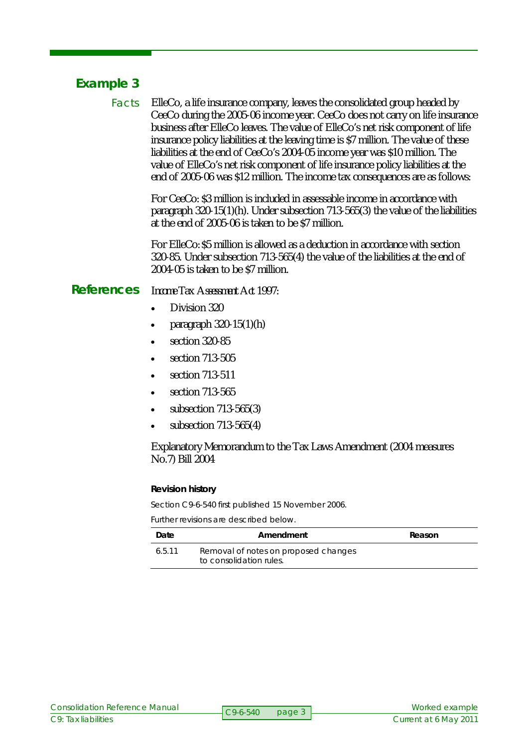## Example 3

**Facts**

ElleCo, a life insurance company, leaves the consolidated group headed by CeeCo during the 2005-06 income year. CeeCo does not carry on life insurance business after ElleCo leaves. The value of ElleCo's net risk component of life insurance policy liabilities at the leaving time is $7 million. The value of these liabilities at the end of CeeCo's 2004-05 income year was $10 million. The value of ElleCo's net risk component of life insurance policy liabilities at the end of 2005-06 was $12 million. The income tax consequences are as follows:

For CeeCo: $3 million is included in assessable income in accordance with paragraph 320-15(1)(h). Under subsection 713-565(3) the value of the liabilities at the end of 2005-06 is taken to be $7 million.

For ElleCo: $5 million is allowed as a deduction in accordance with section 320-85. Under subsection 713-565(4) the value of the liabilities at the end of 2004-05 is taken to be $7 million.

**References**

*Income Tax Assessment Act 1997*:

- Division 320
- paragraph 320-15(1)(h)
- section 320-85
- section 713-505
- section 713-511
- section 713-565
- subsection 713-565(3)
- subsection 713-565(4)

Explanatory Memorandum to the Tax Laws Amendment (2004 measures No.7) Bill 2004

**Revision history**

Section C9-6-540 first published 15 November 2006.

Further revisions are described below.

| Date | Amendment | Reason |
|---|---|---|
| 6.5.11 | Removal of notes on proposed changes to consolidation rules. | |